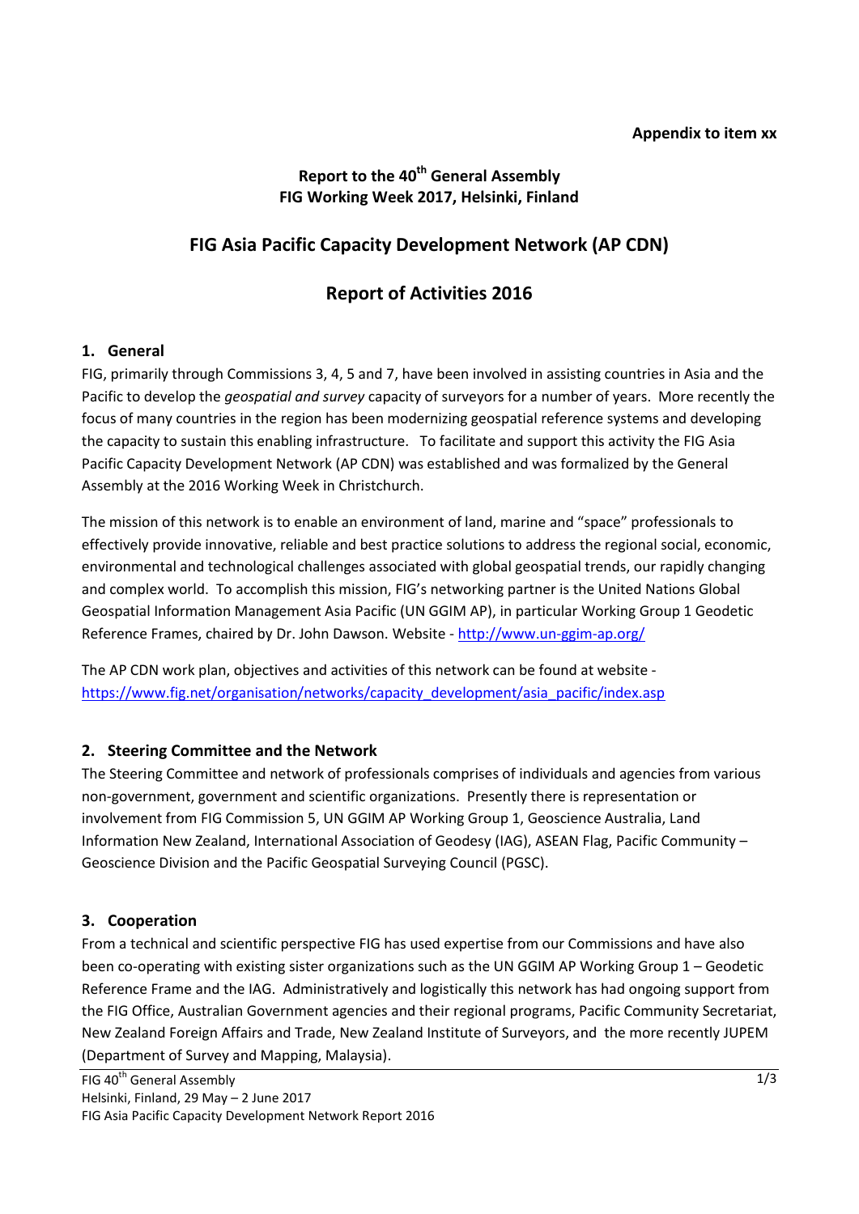**Appendix to item xx**

**Report to the 40th General Assembly**
**FIG Working Week 2017, Helsinki, Finland**

# FIG Asia Pacific Capacity Development Network (AP CDN)

# Report of Activities 2016

## 1. General

FIG, primarily through Commissions 3, 4, 5 and 7, have been involved in assisting countries in Asia and the Pacific to develop the *geospatial and survey* capacity of surveyors for a number of years. More recently the focus of many countries in the region has been modernizing geospatial reference systems and developing the capacity to sustain this enabling infrastructure. To facilitate and support this activity the FIG Asia Pacific Capacity Development Network (AP CDN) was established and was formalized by the General Assembly at the 2016 Working Week in Christchurch.

The mission of this network is to enable an environment of land, marine and "space" professionals to effectively provide innovative, reliable and best practice solutions to address the regional social, economic, environmental and technological challenges associated with global geospatial trends, our rapidly changing and complex world. To accomplish this mission, FIG's networking partner is the United Nations Global Geospatial Information Management Asia Pacific (UN GGIM AP), in particular Working Group 1 Geodetic Reference Frames, chaired by Dr. John Dawson. Website - http://www.un-ggim-ap.org/

The AP CDN work plan, objectives and activities of this network can be found at website - https://www.fig.net/organisation/networks/capacity_development/asia_pacific/index.asp

## 2. Steering Committee and the Network

The Steering Committee and network of professionals comprises of individuals and agencies from various non-government, government and scientific organizations. Presently there is representation or involvement from FIG Commission 5, UN GGIM AP Working Group 1, Geoscience Australia, Land Information New Zealand, International Association of Geodesy (IAG), ASEAN Flag, Pacific Community – Geoscience Division and the Pacific Geospatial Surveying Council (PGSC).

## 3. Cooperation

From a technical and scientific perspective FIG has used expertise from our Commissions and have also been co-operating with existing sister organizations such as the UN GGIM AP Working Group 1 – Geodetic Reference Frame and the IAG. Administratively and logistically this network has had ongoing support from the FIG Office, Australian Government agencies and their regional programs, Pacific Community Secretariat, New Zealand Foreign Affairs and Trade, New Zealand Institute of Surveyors, and the more recently JUPEM (Department of Survey and Mapping, Malaysia).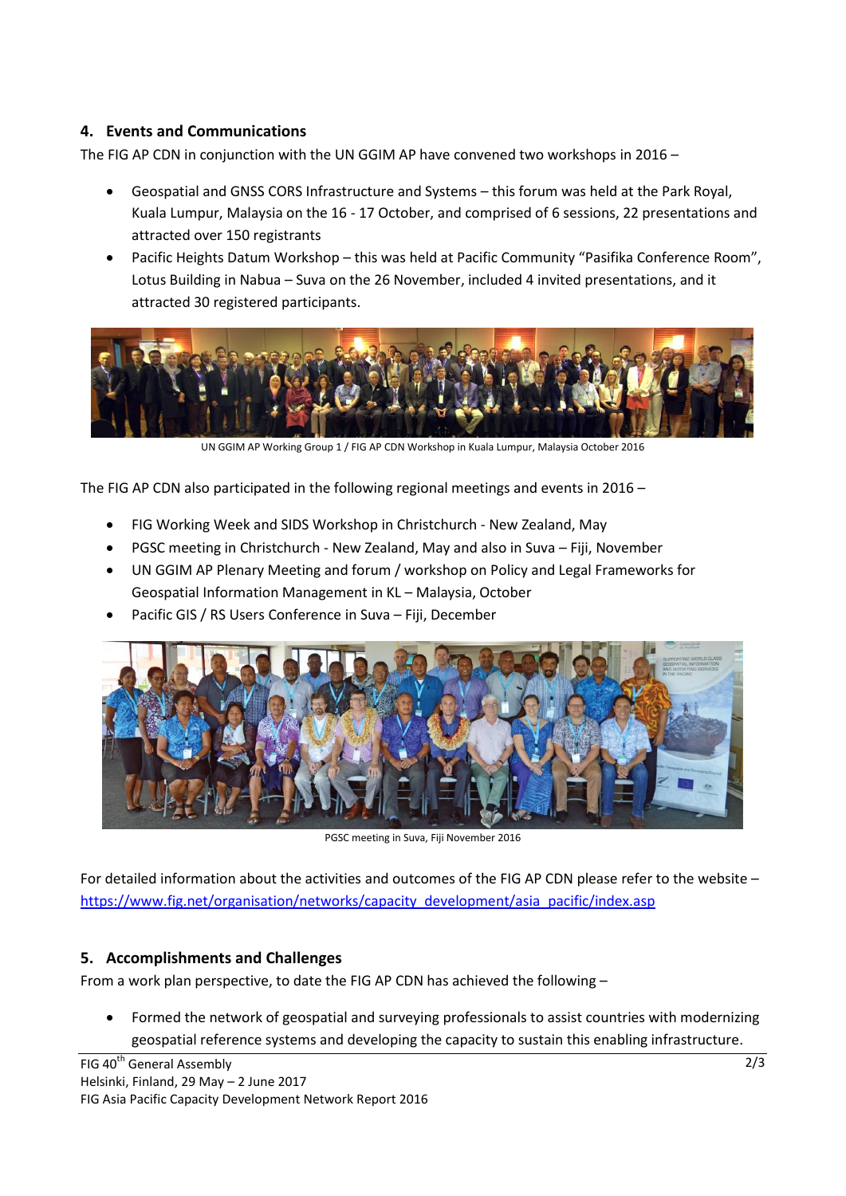## 4. Events and Communications

The FIG AP CDN in conjunction with the UN GGIM AP have convened two workshops in 2016 –

- Geospatial and GNSS CORS Infrastructure and Systems – this forum was held at the Park Royal, Kuala Lumpur, Malaysia on the 16 - 17 October, and comprised of 6 sessions, 22 presentations and attracted over 150 registrants
- Pacific Heights Datum Workshop – this was held at Pacific Community "Pasifika Conference Room", Lotus Building in Nabua – Suva on the 26 November, included 4 invited presentations, and it attracted 30 registered participants.

UN GGIM AP Working Group 1 / FIG AP CDN Workshop in Kuala Lumpur, Malaysia October 2016

The FIG AP CDN also participated in the following regional meetings and events in 2016 –

- FIG Working Week and SIDS Workshop in Christchurch - New Zealand, May
- PGSC meeting in Christchurch - New Zealand, May and also in Suva – Fiji, November
- UN GGIM AP Plenary Meeting and forum / workshop on Policy and Legal Frameworks for Geospatial Information Management in KL – Malaysia, October
- Pacific GIS / RS Users Conference in Suva – Fiji, December

PGSC meeting in Suva, Fiji November 2016

For detailed information about the activities and outcomes of the FIG AP CDN please refer to the website – https://www.fig.net/organisation/networks/capacity_development/asia_pacific/index.asp

## 5. Accomplishments and Challenges

From a work plan perspective, to date the FIG AP CDN has achieved the following –

- Formed the network of geospatial and surveying professionals to assist countries with modernizing geospatial reference systems and developing the capacity to sustain this enabling infrastructure.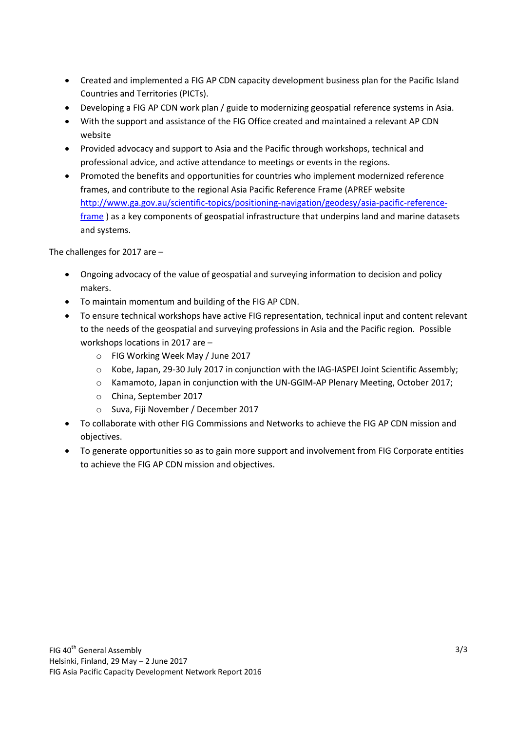- Created and implemented a FIG AP CDN capacity development business plan for the Pacific Island Countries and Territories (PICTs).
- Developing a FIG AP CDN work plan / guide to modernizing geospatial reference systems in Asia.
- With the support and assistance of the FIG Office created and maintained a relevant AP CDN website
- Provided advocacy and support to Asia and the Pacific through workshops, technical and professional advice, and active attendance to meetings or events in the regions.
- Promoted the benefits and opportunities for countries who implement modernized reference frames, and contribute to the regional Asia Pacific Reference Frame (APREF website http://www.ga.gov.au/scientific-topics/positioning-navigation/geodesy/asia-pacific-reference-frame ) as a key components of geospatial infrastructure that underpins land and marine datasets and systems.

The challenges for 2017 are –

- Ongoing advocacy of the value of geospatial and surveying information to decision and policy makers.
- To maintain momentum and building of the FIG AP CDN.
- To ensure technical workshops have active FIG representation, technical input and content relevant to the needs of the geospatial and surveying professions in Asia and the Pacific region. Possible workshops locations in 2017 are –
  - FIG Working Week May / June 2017
  - Kobe, Japan, 29-30 July 2017 in conjunction with the IAG-IASPEI Joint Scientific Assembly;
  - Kamamoto, Japan in conjunction with the UN-GGIM-AP Plenary Meeting, October 2017;
  - China, September 2017
  - Suva, Fiji November / December 2017
- To collaborate with other FIG Commissions and Networks to achieve the FIG AP CDN mission and objectives.
- To generate opportunities so as to gain more support and involvement from FIG Corporate entities to achieve the FIG AP CDN mission and objectives.